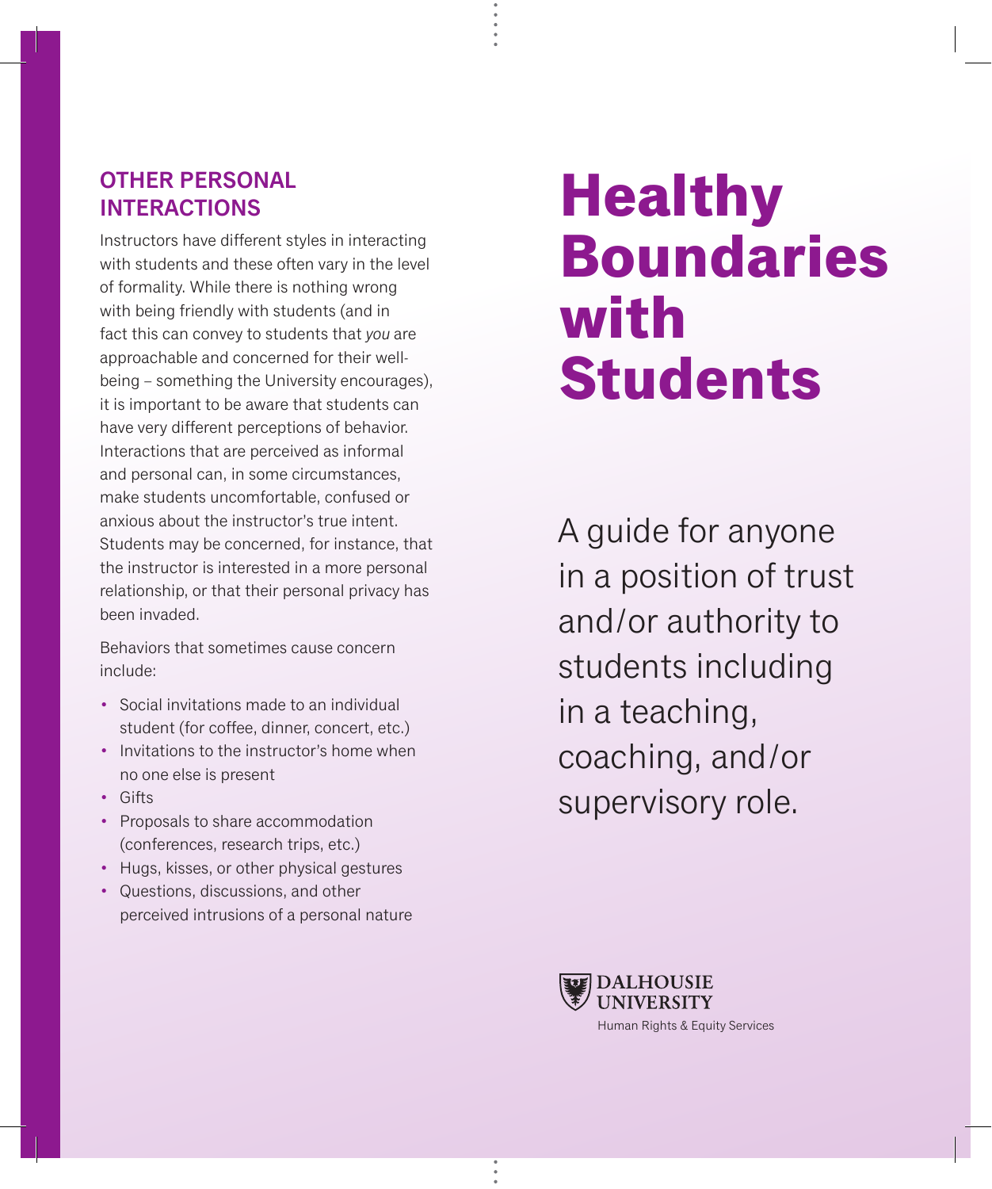## OTHER PERSONAL INTERACTIONS

Instructors have different styles in interacting with students and these often vary in the level of formality. While there is nothing wrong with being friendly with students (and in fact this can convey to students that *you* are approachable and concerned for their well-being – something the University encourages), it is important to be aware that students can have very different perceptions of behavior. Interactions that are perceived as informal and personal can, in some circumstances, make students uncomfortable, confused or anxious about the instructor's true intent. Students may be concerned, for instance, that the instructor is interested in a more personal relationship, or that their personal privacy has been invaded.

Behaviors that sometimes cause concern include:

- Social invitations made to an individual student (for coffee, dinner, concert, etc.)
- Invitations to the instructor's home when no one else is present
- Gifts
- Proposals to share accommodation (conferences, research trips, etc.)
- Hugs, kisses, or other physical gestures
- Questions, discussions, and other perceived intrusions of a personal nature

# Healthy Boundaries with Students

A guide for anyone in a position of trust and/or authority to students including in a teaching, coaching, and/or supervisory role.

DALHOUSIE UNIVERSITY

Human Rights & Equity Services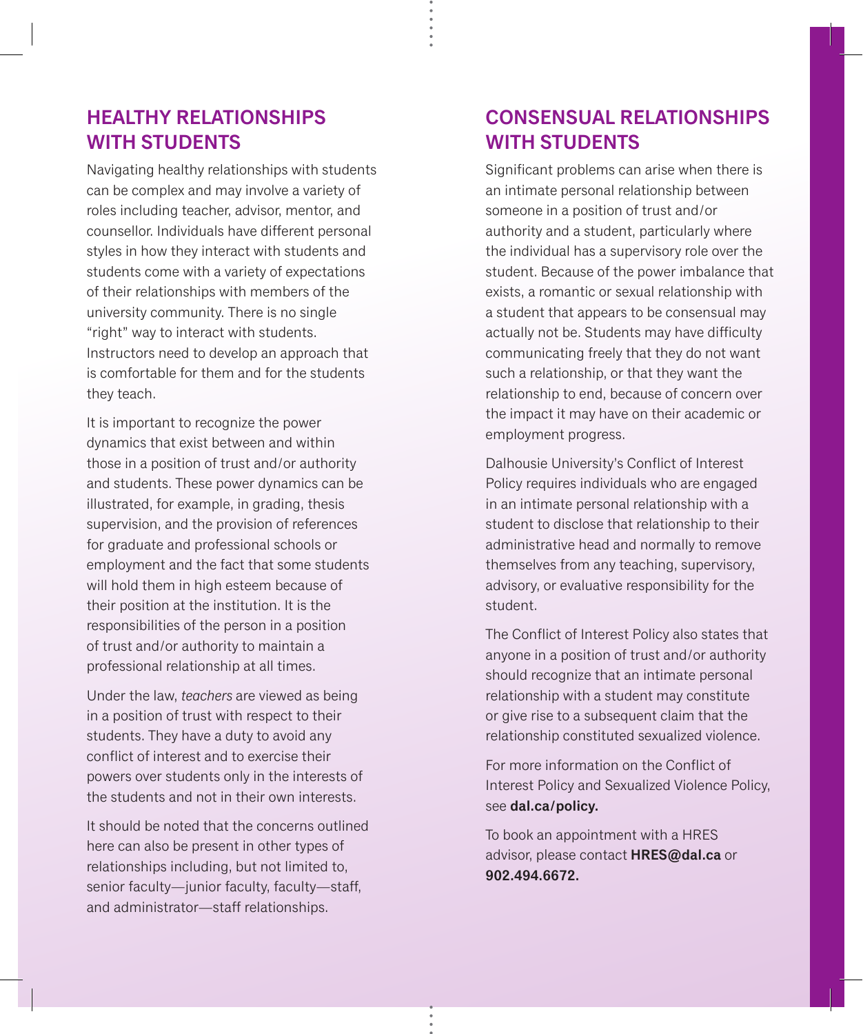## HEALTHY RELATIONSHIPS WITH STUDENTS

Navigating healthy relationships with students can be complex and may involve a variety of roles including teacher, advisor, mentor, and counsellor. Individuals have different personal styles in how they interact with students and students come with a variety of expectations of their relationships with members of the university community. There is no single "right" way to interact with students. Instructors need to develop an approach that is comfortable for them and for the students they teach.

It is important to recognize the power dynamics that exist between and within those in a position of trust and/or authority and students. These power dynamics can be illustrated, for example, in grading, thesis supervision, and the provision of references for graduate and professional schools or employment and the fact that some students will hold them in high esteem because of their position at the institution. It is the responsibilities of the person in a position of trust and/or authority to maintain a professional relationship at all times.

Under the law, *teachers* are viewed as being in a position of trust with respect to their students. They have a duty to avoid any conflict of interest and to exercise their powers over students only in the interests of the students and not in their own interests.

It should be noted that the concerns outlined here can also be present in other types of relationships including, but not limited to, senior faculty—junior faculty, faculty—staff, and administrator—staff relationships.

## CONSENSUAL RELATIONSHIPS WITH STUDENTS

Significant problems can arise when there is an intimate personal relationship between someone in a position of trust and/or authority and a student, particularly where the individual has a supervisory role over the student. Because of the power imbalance that exists, a romantic or sexual relationship with a student that appears to be consensual may actually not be. Students may have difficulty communicating freely that they do not want such a relationship, or that they want the relationship to end, because of concern over the impact it may have on their academic or employment progress.

Dalhousie University's Conflict of Interest Policy requires individuals who are engaged in an intimate personal relationship with a student to disclose that relationship to their administrative head and normally to remove themselves from any teaching, supervisory, advisory, or evaluative responsibility for the student.

The Conflict of Interest Policy also states that anyone in a position of trust and/or authority should recognize that an intimate personal relationship with a student may constitute or give rise to a subsequent claim that the relationship constituted sexualized violence.

For more information on the Conflict of Interest Policy and Sexualized Violence Policy, see **dal.ca/policy.**

To book an appointment with a HRES advisor, please contact **HRES@dal.ca** or **902.494.6672.**